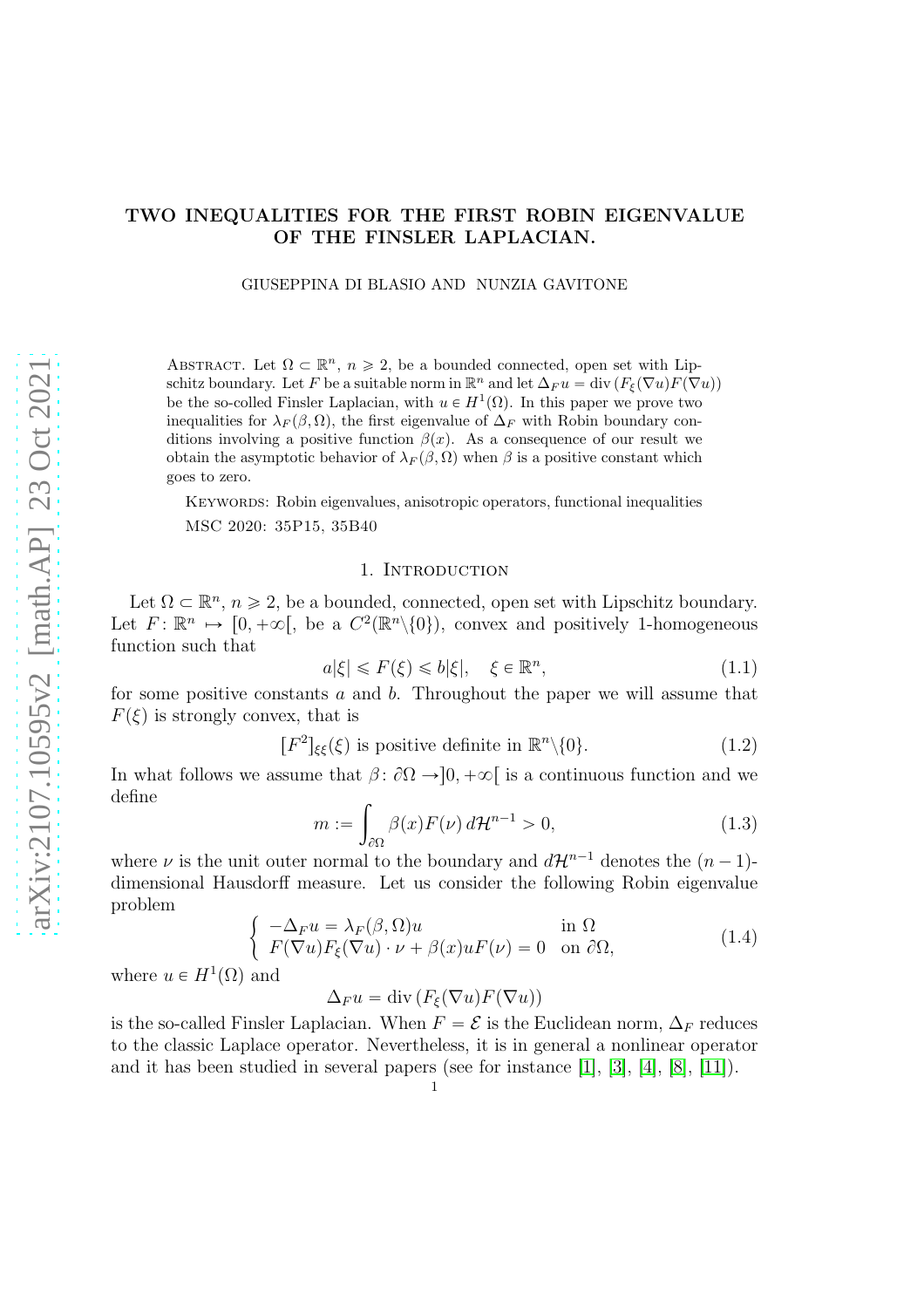# TWO INEQUALITIES FOR THE FIRST ROBIN EIGENVALUE OF THE FINSLER LAPLACIAN.

GIUSEPPINA DI BLASIO AND NUNZIA GAVITONE

Abstract. Let $\Omega \subset \mathbb{R}^n$, $n \geqslant 2$, be a bounded connected, open set with Lipschitz boundary. Let $F$ be a suitable norm in $\mathbb{R}^n$ and let $\Delta_F u = \operatorname{div}(F_\xi(\nabla u)F(\nabla u))$ be the so-called Finsler Laplacian, with $u \in H^1(\Omega)$. In this paper we prove two inequalities for $\lambda_F(\beta,\Omega)$, the first eigenvalue of $\Delta_F$ with Robin boundary conditions involving a positive function $\beta(x)$. As a consequence of our result we obtain the asymptotic behavior of $\lambda_F(\beta,\Omega)$ when $\beta$ is a positive constant which goes to zero.

Keywords: Robin eigenvalues, anisotropic operators, functional inequalities

MSC 2020: 35P15, 35B40

## 1. Introduction

Let $\Omega \subset \mathbb{R}^n$, $n \geqslant 2$, be a bounded, connected, open set with Lipschitz boundary. Let $F\colon \mathbb{R}^n \mapsto [0,+\infty[$, be a $C^2(\mathbb{R}^n\backslash\{0\})$, convex and positively 1-homogeneous function such that

$$a|\xi| \leqslant F(\xi) \leqslant b|\xi|, \quad \xi \in \mathbb{R}^n, \tag{1.1}$$

for some positive constants $a$ and $b$. Throughout the paper we will assume that $F(\xi)$ is strongly convex, that is

$$[F^2]_{\xi\xi}(\xi) \text{ is positive definite in } \mathbb{R}^n\backslash\{0\}. \tag{1.2}$$

In what follows we assume that $\beta\colon \partial\Omega \to ]0,+\infty[$ is a continuous function and we define

$$m := \int_{\partial\Omega} \beta(x)F(\nu)\, d\mathcal{H}^{n-1} > 0, \tag{1.3}$$

where $\nu$ is the unit outer normal to the boundary and $d\mathcal{H}^{n-1}$ denotes the $(n-1)$-dimensional Hausdorff measure. Let us consider the following Robin eigenvalue problem

$$\begin{cases} -\Delta_F u = \lambda_F(\beta,\Omega)u & \text{in } \Omega \\ F(\nabla u)F_\xi(\nabla u)\cdot\nu + \beta(x)uF(\nu) = 0 & \text{on } \partial\Omega, \end{cases} \tag{1.4}$$

where $u \in H^1(\Omega)$ and

$$\Delta_F u = \operatorname{div}(F_\xi(\nabla u)F(\nabla u))$$

is the so-called Finsler Laplacian. When $F = \mathcal{E}$ is the Euclidean norm, $\Delta_F$ reduces to the classic Laplace operator. Nevertheless, it is in general a nonlinear operator and it has been studied in several papers (see for instance [1], [3], [4], [8], [11]).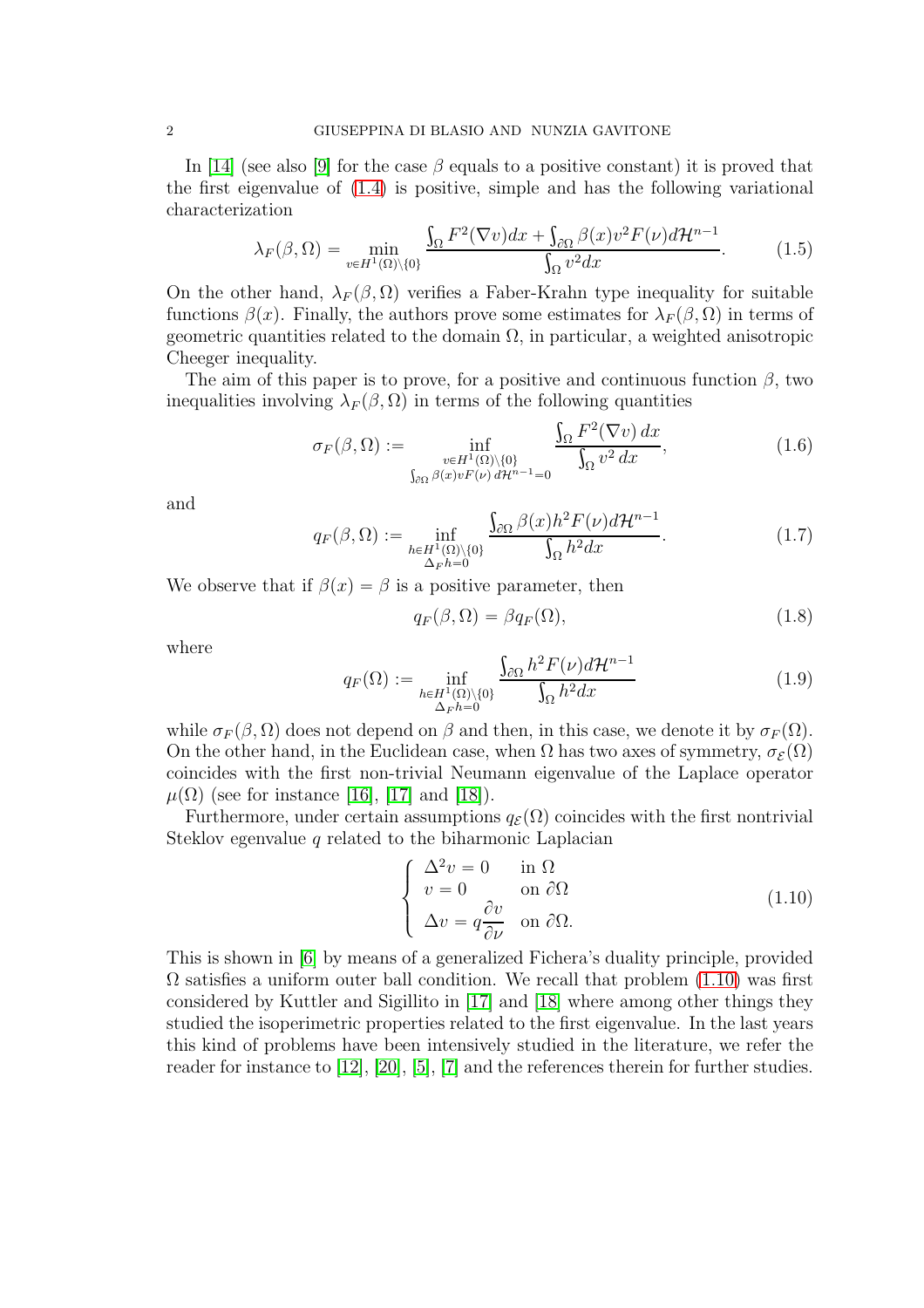In [14] (see also [9] for the case $\beta$ equals to a positive constant) it is proved that the first eigenvalue of (1.4) is positive, simple and has the following variational characterization

$$
\lambda_F(\beta,\Omega) = \min_{v \in H^1(\Omega)\setminus\{0\}} \frac{\int_\Omega F^2(\nabla v)dx + \int_{\partial\Omega} \beta(x) v^2 F(\nu) d\mathcal{H}^{n-1}}{\int_\Omega v^2 dx}. \tag{1.5}
$$

On the other hand, $\lambda_F(\beta,\Omega)$ verifies a Faber-Krahn type inequality for suitable functions $\beta(x)$. Finally, the authors prove some estimates for $\lambda_F(\beta,\Omega)$ in terms of geometric quantities related to the domain $\Omega$, in particular, a weighted anisotropic Cheeger inequality.

The aim of this paper is to prove, for a positive and continuous function $\beta$, two inequalities involving $\lambda_F(\beta,\Omega)$ in terms of the following quantities

$$
\sigma_F(\beta,\Omega) := \inf_{\substack{v \in H^1(\Omega)\setminus\{0\} \\ \int_{\partial\Omega} \beta(x) v F(\nu)\, d\mathcal{H}^{n-1} = 0}} \frac{\int_\Omega F^2(\nabla v)\, dx}{\int_\Omega v^2\, dx}, \tag{1.6}
$$

and

$$
q_F(\beta,\Omega) := \inf_{\substack{h \in H^1(\Omega)\setminus\{0\} \\ \Delta_F h = 0}} \frac{\int_{\partial\Omega} \beta(x) h^2 F(\nu) d\mathcal{H}^{n-1}}{\int_\Omega h^2 dx}. \tag{1.7}
$$

We observe that if $\beta(x) = \beta$ is a positive parameter, then

$$
q_F(\beta,\Omega) = \beta q_F(\Omega), \tag{1.8}
$$

where

$$
q_F(\Omega) := \inf_{\substack{h \in H^1(\Omega)\setminus\{0\} \\ \Delta_F h = 0}} \frac{\int_{\partial\Omega} h^2 F(\nu) d\mathcal{H}^{n-1}}{\int_\Omega h^2 dx} \tag{1.9}
$$

while $\sigma_F(\beta,\Omega)$ does not depend on $\beta$ and then, in this case, we denote it by $\sigma_F(\Omega)$. On the other hand, in the Euclidean case, when $\Omega$ has two axes of symmetry, $\sigma_{\mathcal{E}}(\Omega)$ coincides with the first non-trivial Neumann eigenvalue of the Laplace operator $\mu(\Omega)$ (see for instance [16], [17] and [18]).

Furthermore, under certain assumptions $q_{\mathcal{E}}(\Omega)$ coincides with the first nontrivial Steklov egenvalue $q$ related to the biharmonic Laplacian

$$
\begin{cases}
\Delta^2 v = 0 & \text{in } \Omega \\
v = 0 & \text{on } \partial\Omega \\
\Delta v = q \dfrac{\partial v}{\partial \nu} & \text{on } \partial\Omega.
\end{cases} \tag{1.10}
$$

This is shown in [6] by means of a generalized Fichera's duality principle, provided $\Omega$ satisfies a uniform outer ball condition. We recall that problem (1.10) was first considered by Kuttler and Sigillito in [17] and [18] where among other things they studied the isoperimetric properties related to the first eigenvalue. In the last years this kind of problems have been intensively studied in the literature, we refer the reader for instance to [12], [20], [5], [7] and the references therein for further studies.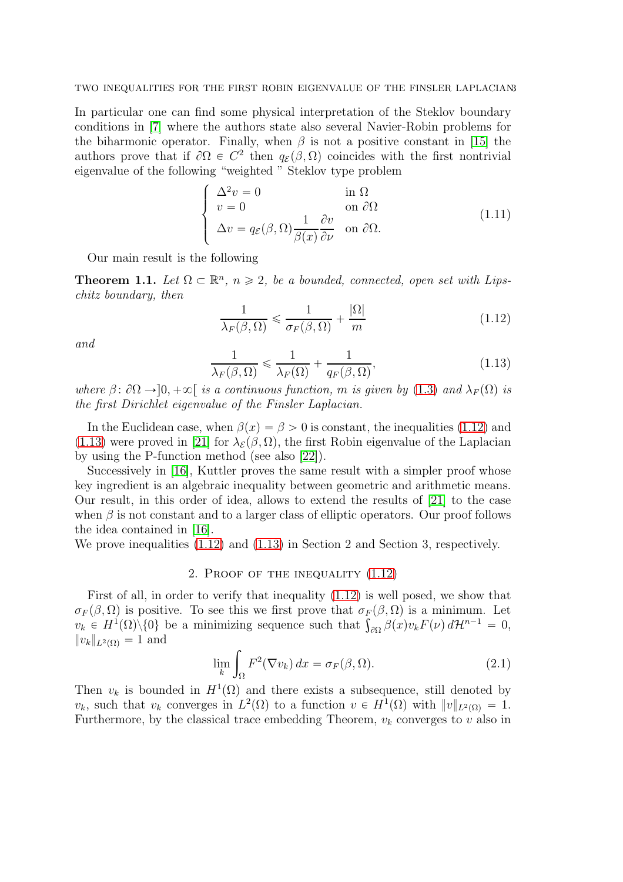In particular one can find some physical interpretation of the Steklov boundary conditions in [7] where the authors state also several Navier-Robin problems for the biharmonic operator. Finally, when $\beta$ is not a positive constant in [15] the authors prove that if $\partial\Omega \in C^2$ then $q_{\mathcal{E}}(\beta,\Omega)$ coincides with the first nontrivial eigenvalue of the following "weighted " Steklov type problem

$$\begin{cases} \Delta^2 v = 0 & \text{in } \Omega \\ v = 0 & \text{on } \partial\Omega \\ \Delta v = q_{\mathcal{E}}(\beta,\Omega)\dfrac{1}{\beta(x)}\dfrac{\partial v}{\partial \nu} & \text{on } \partial\Omega. \end{cases} \tag{1.11}$$

Our main result is the following

**Theorem 1.1.** *Let $\Omega \subset \mathbb{R}^n$, $n \geqslant 2$, be a bounded, connected, open set with Lipschitz boundary, then*

$$\frac{1}{\lambda_F(\beta,\Omega)} \leqslant \frac{1}{\sigma_F(\beta,\Omega)} + \frac{|\Omega|}{m} \tag{1.12}$$

*and*

$$\frac{1}{\lambda_F(\beta,\Omega)} \leqslant \frac{1}{\lambda_F(\Omega)} + \frac{1}{q_F(\beta,\Omega)}, \tag{1.13}$$

*where $\beta\colon \partial\Omega \to ]0,+\infty[$ is a continuous function, $m$ is given by (1.3) and $\lambda_F(\Omega)$ is the first Dirichlet eigenvalue of the Finsler Laplacian.*

In the Euclidean case, when $\beta(x) = \beta > 0$ is constant, the inequalities (1.12) and (1.13) were proved in [21] for $\lambda_{\mathcal{E}}(\beta,\Omega)$, the first Robin eigenvalue of the Laplacian by using the P-function method (see also [22]).

Successively in [16], Kuttler proves the same result with a simpler proof whose key ingredient is an algebraic inequality between geometric and arithmetic means. Our result, in this order of idea, allows to extend the results of [21] to the case when $\beta$ is not constant and to a larger class of elliptic operators. Our proof follows the idea contained in [16].

We prove inequalities (1.12) and (1.13) in Section 2 and Section 3, respectively.

## 2. Proof of the inequality (1.12)

First of all, in order to verify that inequality (1.12) is well posed, we show that $\sigma_F(\beta,\Omega)$ is positive. To see this we first prove that $\sigma_F(\beta,\Omega)$ is a minimum. Let $v_k \in H^1(\Omega)\backslash\{0\}$ be a minimizing sequence such that $\int_{\partial\Omega}\beta(x)v_kF(\nu)\,d\mathcal{H}^{n-1} = 0$, $\|v_k\|_{L^2(\Omega)} = 1$ and

$$\lim_k \int_\Omega F^2(\nabla v_k)\,dx = \sigma_F(\beta,\Omega). \tag{2.1}$$

Then $v_k$ is bounded in $H^1(\Omega)$ and there exists a subsequence, still denoted by $v_k$, such that $v_k$ converges in $L^2(\Omega)$ to a function $v \in H^1(\Omega)$ with $\|v\|_{L^2(\Omega)} = 1$. Furthermore, by the classical trace embedding Theorem, $v_k$ converges to $v$ also in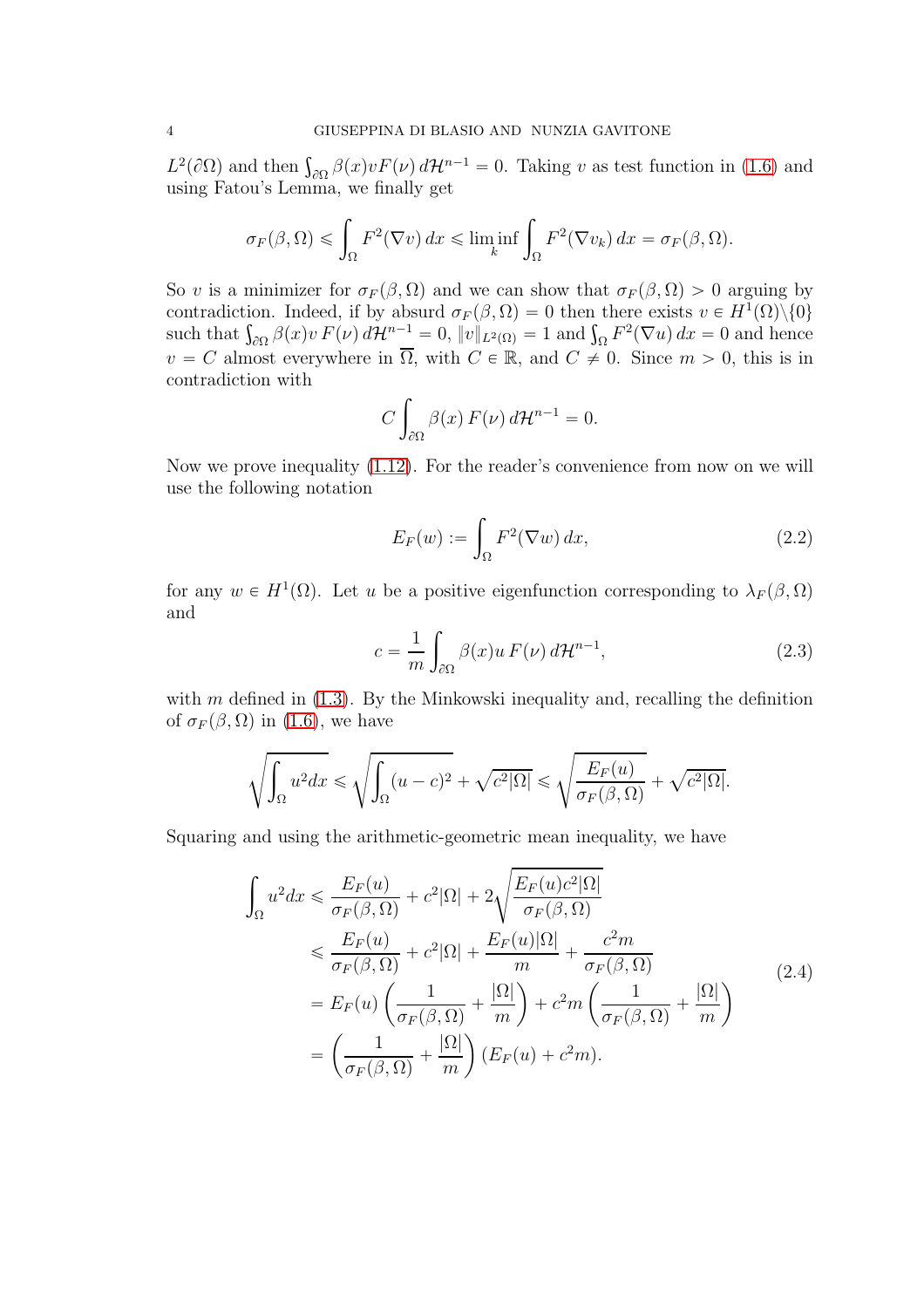$L^2(\partial\Omega)$ and then $\int_{\partial\Omega}\beta(x)vF(\nu)\,d\mathcal{H}^{n-1}=0$. Taking $v$ as test function in (1.6) and using Fatou's Lemma, we finally get

$$\sigma_F(\beta,\Omega)\leqslant\int_\Omega F^2(\nabla v)\,dx\leqslant\liminf_k\int_\Omega F^2(\nabla v_k)\,dx=\sigma_F(\beta,\Omega).$$

So $v$ is a minimizer for $\sigma_F(\beta,\Omega)$ and we can show that $\sigma_F(\beta,\Omega)>0$ arguing by contradiction. Indeed, if by absurd $\sigma_F(\beta,\Omega)=0$ then there exists $v\in H^1(\Omega)\backslash\{0\}$ such that $\int_{\partial\Omega}\beta(x)v\,F(\nu)\,d\mathcal{H}^{n-1}=0$, $\|v\|_{L^2(\Omega)}=1$ and $\int_\Omega F^2(\nabla u)\,dx=0$ and hence $v=C$ almost everywhere in $\overline{\Omega}$, with $C\in\mathbb{R}$, and $C\neq 0$. Since $m>0$, this is in contradiction with

$$C\int_{\partial\Omega}\beta(x)\,F(\nu)\,d\mathcal{H}^{n-1}=0.$$

Now we prove inequality (1.12). For the reader's convenience from now on we will use the following notation

$$E_F(w):=\int_\Omega F^2(\nabla w)\,dx, \tag{2.2}$$

for any $w\in H^1(\Omega)$. Let $u$ be a positive eigenfunction corresponding to $\lambda_F(\beta,\Omega)$ and

$$c=\frac{1}{m}\int_{\partial\Omega}\beta(x)u\,F(\nu)\,d\mathcal{H}^{n-1}, \tag{2.3}$$

with $m$ defined in (1.3). By the Minkowski inequality and, recalling the definition of $\sigma_F(\beta,\Omega)$ in (1.6), we have

$$\sqrt{\int_\Omega u^2dx}\leqslant\sqrt{\int_\Omega(u-c)^2}+\sqrt{c^2|\Omega|}\leqslant\sqrt{\frac{E_F(u)}{\sigma_F(\beta,\Omega)}}+\sqrt{c^2|\Omega|}.$$

Squaring and using the arithmetic-geometric mean inequality, we have

$$\begin{aligned}\int_\Omega u^2dx&\leqslant\frac{E_F(u)}{\sigma_F(\beta,\Omega)}+c^2|\Omega|+2\sqrt{\frac{E_F(u)c^2|\Omega|}{\sigma_F(\beta,\Omega)}}\\&\leqslant\frac{E_F(u)}{\sigma_F(\beta,\Omega)}+c^2|\Omega|+\frac{E_F(u)|\Omega|}{m}+\frac{c^2m}{\sigma_F(\beta,\Omega)}\\&=E_F(u)\left(\frac{1}{\sigma_F(\beta,\Omega)}+\frac{|\Omega|}{m}\right)+c^2m\left(\frac{1}{\sigma_F(\beta,\Omega)}+\frac{|\Omega|}{m}\right)\\&=\left(\frac{1}{\sigma_F(\beta,\Omega)}+\frac{|\Omega|}{m}\right)(E_F(u)+c^2m).\end{aligned} \tag{2.4}$$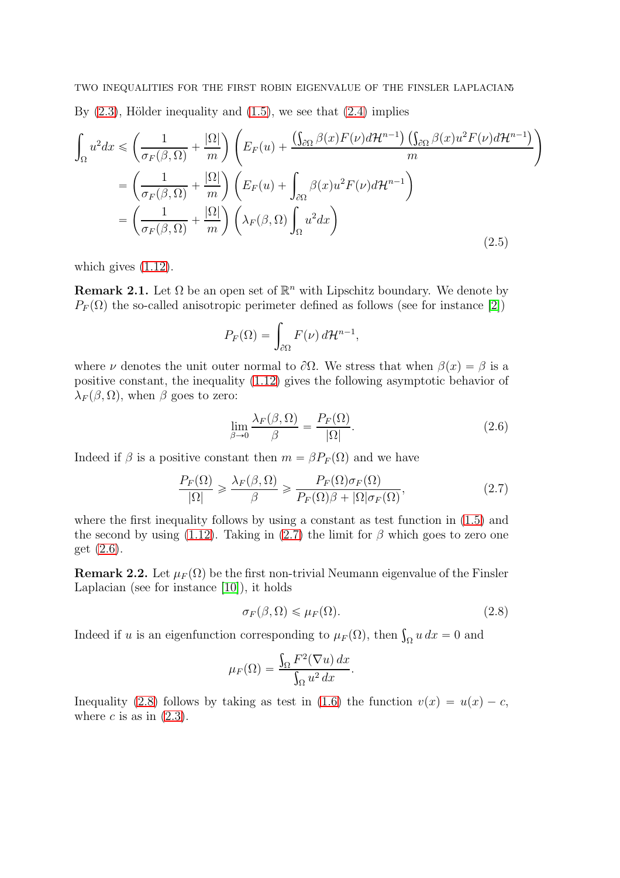By (2.3), Hölder inequality and (1.5), we see that (2.4) implies

$$
\begin{aligned}
\int_\Omega u^2 dx &\leqslant \left(\frac{1}{\sigma_F(\beta,\Omega)} + \frac{|\Omega|}{m}\right)\left(E_F(u) + \frac{\left(\int_{\partial\Omega}\beta(x)F(\nu)d\mathcal{H}^{n-1}\right)\left(\int_{\partial\Omega}\beta(x)u^2F(\nu)d\mathcal{H}^{n-1}\right)}{m}\right)\\
&= \left(\frac{1}{\sigma_F(\beta,\Omega)} + \frac{|\Omega|}{m}\right)\left(E_F(u) + \int_{\partial\Omega}\beta(x)u^2F(\nu)d\mathcal{H}^{n-1}\right)\\
&= \left(\frac{1}{\sigma_F(\beta,\Omega)} + \frac{|\Omega|}{m}\right)\left(\lambda_F(\beta,\Omega)\int_\Omega u^2 dx\right)
\end{aligned}
\tag{2.5}
$$

which gives (1.12).

**Remark 2.1.** Let $\Omega$ be an open set of $\mathbb{R}^n$ with Lipschitz boundary. We denote by $P_F(\Omega)$ the so-called anisotropic perimeter defined as follows (see for instance [2])

$$
P_F(\Omega) = \int_{\partial\Omega} F(\nu)\, d\mathcal{H}^{n-1},
$$

where $\nu$ denotes the unit outer normal to $\partial\Omega$. We stress that when $\beta(x) = \beta$ is a positive constant, the inequality (1.12) gives the following asymptotic behavior of $\lambda_F(\beta,\Omega)$, when $\beta$ goes to zero:

$$
\lim_{\beta\to 0}\frac{\lambda_F(\beta,\Omega)}{\beta} = \frac{P_F(\Omega)}{|\Omega|}. \tag{2.6}
$$

Indeed if $\beta$ is a positive constant then $m = \beta P_F(\Omega)$ and we have

$$
\frac{P_F(\Omega)}{|\Omega|} \geqslant \frac{\lambda_F(\beta,\Omega)}{\beta} \geqslant \frac{P_F(\Omega)\sigma_F(\Omega)}{P_F(\Omega)\beta + |\Omega|\sigma_F(\Omega)}, \tag{2.7}
$$

where the first inequality follows by using a constant as test function in (1.5) and the second by using (1.12). Taking in (2.7) the limit for $\beta$ which goes to zero one get (2.6).

**Remark 2.2.** Let $\mu_F(\Omega)$ be the first non-trivial Neumann eigenvalue of the Finsler Laplacian (see for instance [10]), it holds

$$
\sigma_F(\beta,\Omega) \leqslant \mu_F(\Omega). \tag{2.8}
$$

Indeed if $u$ is an eigenfunction corresponding to $\mu_F(\Omega)$, then $\int_\Omega u\, dx = 0$ and

$$
\mu_F(\Omega) = \frac{\int_\Omega F^2(\nabla u)\, dx}{\int_\Omega u^2\, dx}.
$$

Inequality (2.8) follows by taking as test in (1.6) the function $v(x) = u(x) - c$, where $c$ is as in (2.3).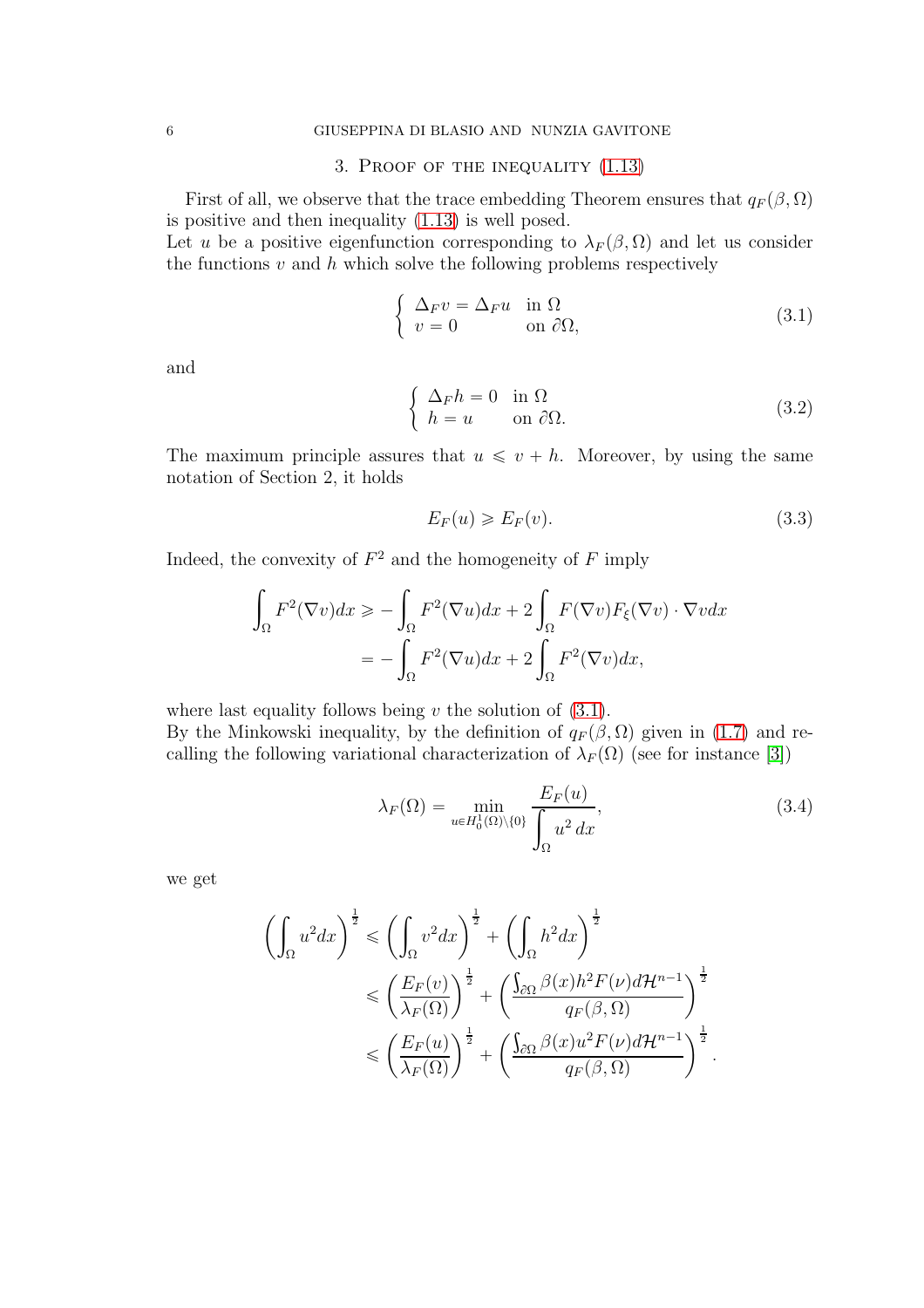## 3. Proof of the inequality (1.13)

First of all, we observe that the trace embedding Theorem ensures that $q_F(\beta,\Omega)$ is positive and then inequality (1.13) is well posed.
Let $u$ be a positive eigenfunction corresponding to $\lambda_F(\beta,\Omega)$ and let us consider the functions $v$ and $h$ which solve the following problems respectively

$$\begin{cases} \Delta_F v = \Delta_F u & \text{in } \Omega \\ v = 0 & \text{on } \partial\Omega, \end{cases} \tag{3.1}$$

and

$$\begin{cases} \Delta_F h = 0 & \text{in } \Omega \\ h = u & \text{on } \partial\Omega. \end{cases} \tag{3.2}$$

The maximum principle assures that $u \leqslant v + h$. Moreover, by using the same notation of Section 2, it holds

$$E_F(u) \geqslant E_F(v). \tag{3.3}$$

Indeed, the convexity of $F^2$ and the homogeneity of $F$ imply

$$\begin{aligned} \int_\Omega F^2(\nabla v)dx &\geqslant -\int_\Omega F^2(\nabla u)dx + 2\int_\Omega F(\nabla v)F_\xi(\nabla v)\cdot \nabla v dx \\ &= -\int_\Omega F^2(\nabla u)dx + 2\int_\Omega F^2(\nabla v)dx, \end{aligned}$$

where last equality follows being $v$ the solution of (3.1).
By the Minkowski inequality, by the definition of $q_F(\beta,\Omega)$ given in (1.7) and recalling the following variational characterization of $\lambda_F(\Omega)$ (see for instance [3])

$$\lambda_F(\Omega) = \min_{u\in H_0^1(\Omega)\setminus\{0\}} \frac{E_F(u)}{\displaystyle\int_\Omega u^2\,dx}, \tag{3.4}$$

we get

$$\begin{aligned} \left(\int_\Omega u^2 dx\right)^{\frac12} &\leqslant \left(\int_\Omega v^2 dx\right)^{\frac12} + \left(\int_\Omega h^2 dx\right)^{\frac12} \\ &\leqslant \left(\frac{E_F(v)}{\lambda_F(\Omega)}\right)^{\frac12} + \left(\frac{\int_{\partial\Omega}\beta(x)h^2F(\nu)d\mathcal{H}^{n-1}}{q_F(\beta,\Omega)}\right)^{\frac12} \\ &\leqslant \left(\frac{E_F(u)}{\lambda_F(\Omega)}\right)^{\frac12} + \left(\frac{\int_{\partial\Omega}\beta(x)u^2F(\nu)d\mathcal{H}^{n-1}}{q_F(\beta,\Omega)}\right)^{\frac12}. \end{aligned}$$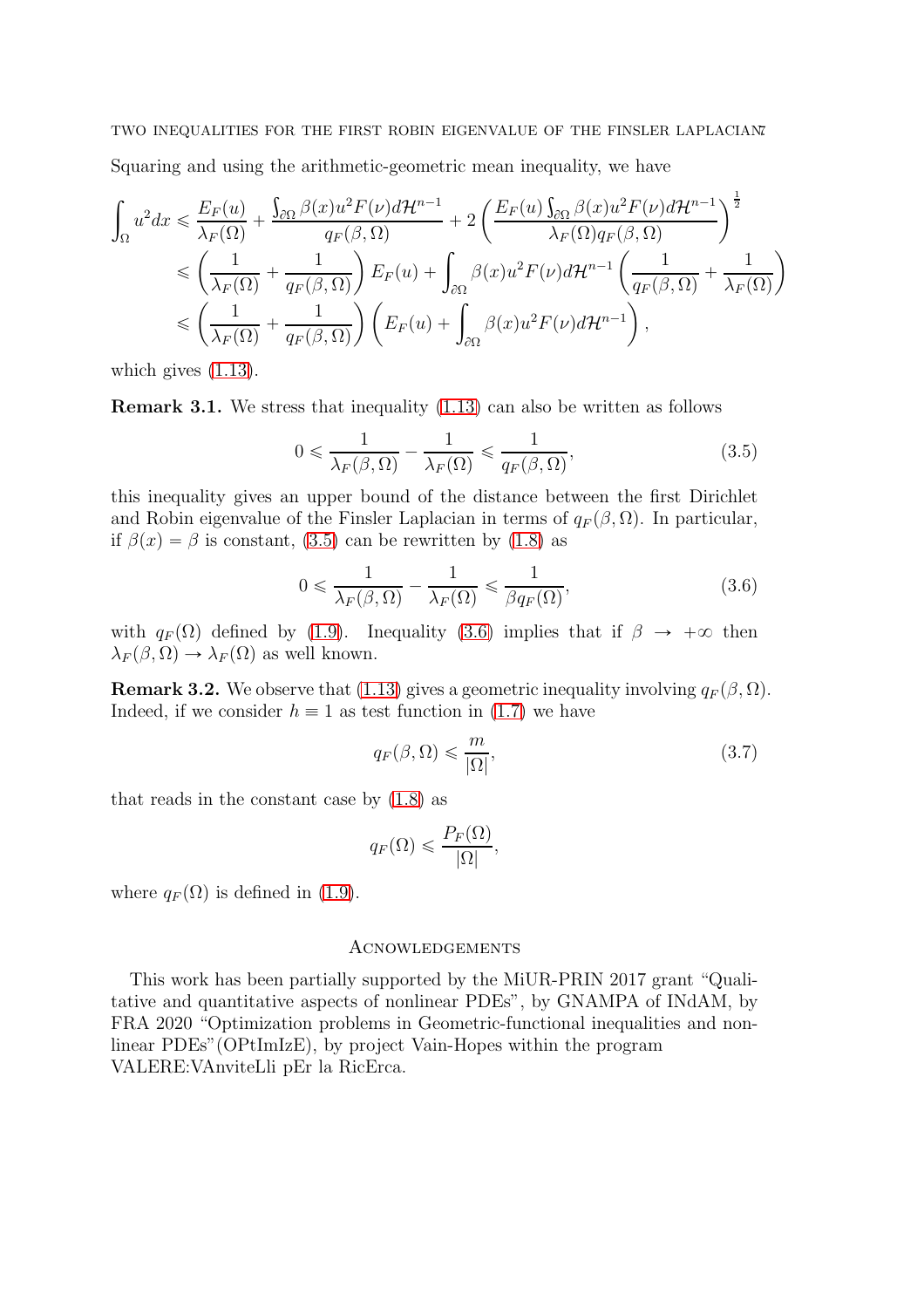Squaring and using the arithmetic-geometric mean inequality, we have

$$
\begin{aligned}
\int_\Omega u^2 dx &\leqslant \frac{E_F(u)}{\lambda_F(\Omega)} + \frac{\int_{\partial\Omega} \beta(x) u^2 F(\nu) d\mathcal{H}^{n-1}}{q_F(\beta,\Omega)} + 2\left( \frac{E_F(u)\int_{\partial\Omega} \beta(x) u^2 F(\nu) d\mathcal{H}^{n-1}}{\lambda_F(\Omega) q_F(\beta,\Omega)} \right)^{\frac{1}{2}} \\
&\leqslant \left( \frac{1}{\lambda_F(\Omega)} + \frac{1}{q_F(\beta,\Omega)} \right) E_F(u) + \int_{\partial\Omega} \beta(x) u^2 F(\nu) d\mathcal{H}^{n-1} \left( \frac{1}{q_F(\beta,\Omega)} + \frac{1}{\lambda_F(\Omega)} \right) \\
&\leqslant \left( \frac{1}{\lambda_F(\Omega)} + \frac{1}{q_F(\beta,\Omega)} \right) \left( E_F(u) + \int_{\partial\Omega} \beta(x) u^2 F(\nu) d\mathcal{H}^{n-1} \right),
\end{aligned}
$$

which gives (1.13).

**Remark 3.1.** We stress that inequality (1.13) can also be written as follows

$$
0 \leqslant \frac{1}{\lambda_F(\beta,\Omega)} - \frac{1}{\lambda_F(\Omega)} \leqslant \frac{1}{q_F(\beta,\Omega)}, \tag{3.5}
$$

this inequality gives an upper bound of the distance between the first Dirichlet and Robin eigenvalue of the Finsler Laplacian in terms of $q_F(\beta,\Omega)$. In particular, if $\beta(x) = \beta$ is constant, (3.5) can be rewritten by (1.8) as

$$
0 \leqslant \frac{1}{\lambda_F(\beta,\Omega)} - \frac{1}{\lambda_F(\Omega)} \leqslant \frac{1}{\beta q_F(\Omega)}, \tag{3.6}
$$

with $q_F(\Omega)$ defined by (1.9). Inequality (3.6) implies that if $\beta \to +\infty$ then $\lambda_F(\beta,\Omega) \to \lambda_F(\Omega)$ as well known.

**Remark 3.2.** We observe that (1.13) gives a geometric inequality involving $q_F(\beta,\Omega)$. Indeed, if we consider $h \equiv 1$ as test function in (1.7) we have

$$
q_F(\beta,\Omega) \leqslant \frac{m}{|\Omega|}, \tag{3.7}
$$

that reads in the constant case by (1.8) as

$$
q_F(\Omega) \leqslant \frac{P_F(\Omega)}{|\Omega|},
$$

where $q_F(\Omega)$ is defined in (1.9).

## Acnowledgements

This work has been partially supported by the MiUR-PRIN 2017 grant "Qualitative and quantitative aspects of nonlinear PDEs", by GNAMPA of INdAM, by FRA 2020 "Optimization problems in Geometric-functional inequalities and nonlinear PDEs"(OPtImIzE), by project Vain-Hopes within the program VALERE:VAnviteLli pEr la RicErca.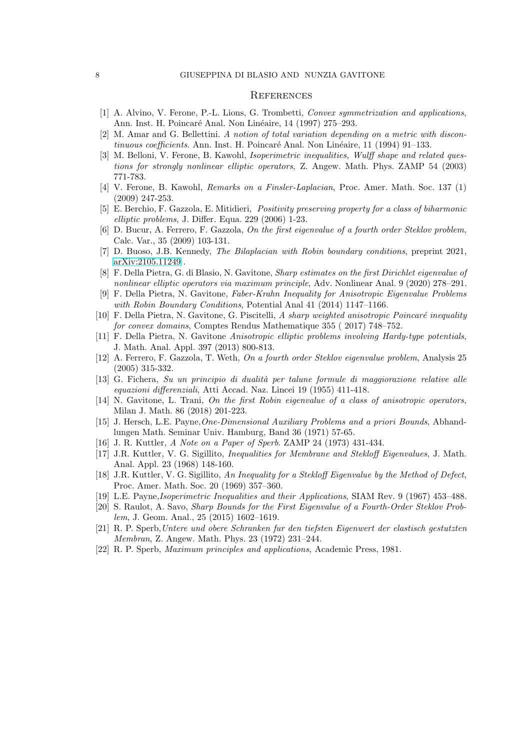## References

[1] A. Alvino, V. Ferone, P.-L. Lions, G. Trombetti, *Convex symmetrization and applications*, Ann. Inst. H. Poincaré Anal. Non Linéaire, 14 (1997) 275–293.

[2] M. Amar and G. Bellettini. *A notion of total variation depending on a metric with discontinuous coefficients*. Ann. Inst. H. Poincaré Anal. Non Linéaire, 11 (1994) 91–133.

[3] M. Belloni, V. Ferone, B. Kawohl, *Isoperimetric inequalities, Wulff shape and related questions for strongly nonlinear elliptic operators*, Z. Angew. Math. Phys. ZAMP 54 (2003) 771-783.

[4] V. Ferone, B. Kawohl, *Remarks on a Finsler-Laplacian*, Proc. Amer. Math. Soc. 137 (1) (2009) 247-253.

[5] E. Berchio, F. Gazzola, E. Mitidieri, *Positivity preserving property for a class of biharmonic elliptic problems*, J. Differ. Equa. 229 (2006) 1-23.

[6] D. Bucur, A. Ferrero, F. Gazzola, *On the first eigenvalue of a fourth order Steklov problem*, Calc. Var., 35 (2009) 103-131.

[7] D. Buoso, J.B. Kennedy, *The Bilaplacian with Robin boundary conditions*, preprint 2021, arXiv:2105.11249 .

[8] F. Della Pietra, G. di Blasio, N. Gavitone, *Sharp estimates on the first Dirichlet eigenvalue of nonlinear elliptic operators via maximum principle*, Adv. Nonlinear Anal. 9 (2020) 278–291.

[9] F. Della Pietra, N. Gavitone, *Faber-Krahn Inequality for Anisotropic Eigenvalue Problems with Robin Boundary Conditions*, Potential Anal 41 (2014) 1147–1166.

[10] F. Della Pietra, N. Gavitone, G. Piscitelli, *A sharp weighted anisotropic Poincaré inequality for convex domains*, Comptes Rendus Mathematique 355 ( 2017) 748–752.

[11] F. Della Pietra, N. Gavitone *Anisotropic elliptic problems involving Hardy-type potentials*, J. Math. Anal. Appl. 397 (2013) 800-813.

[12] A. Ferrero, F. Gazzola, T. Weth, *On a fourth order Steklov eigenvalue problem*, Analysis 25 (2005) 315-332.

[13] G. Fichera, *Su un principio di dualità per talune formule di maggiorazione relative alle equazioni differenziali*, Atti Accad. Naz. Lincei 19 (1955) 411-418.

[14] N. Gavitone, L. Trani, *On the first Robin eigenvalue of a class of anisotropic operators*, Milan J. Math. 86 (2018) 201-223.

[15] J. Hersch, L.E. Payne,*One-Dimensional Auxiliary Problems and a priori Bounds*, Abhandlungen Math. Seminar Univ. Hamburg, Band 36 (1971) 57-65.

[16] J. R. Kuttler, *A Note on a Paper of Sperb*. ZAMP 24 (1973) 431-434.

[17] J.R. Kuttler, V. G. Sigillito, *Inequalities for Membrane and Stekloff Eigenvalues*, J. Math. Anal. Appl. 23 (1968) 148-160.

[18] J.R. Kuttler, V. G. Sigillito, *An Inequality for a Stekloff Eigenvalue by the Method of Defect*, Proc. Amer. Math. Soc. 20 (1969) 357–360.

[19] L.E. Payne,*Isoperimetric Inequalities and their Applications*, SIAM Rev. 9 (1967) 453–488.

[20] S. Raulot, A. Savo, *Sharp Bounds for the First Eigenvalue of a Fourth-Order Steklov Problem*, J. Geom. Anal., 25 (2015) 1602–1619.

[21] R. P. Sperb,*Untere und obere Schranken fur den tiefsten Eigenwert der elastisch gestutzten Membran*, Z. Angew. Math. Phys. 23 (1972) 231–244.

[22] R. P. Sperb, *Maximum principles and applications*, Academic Press, 1981.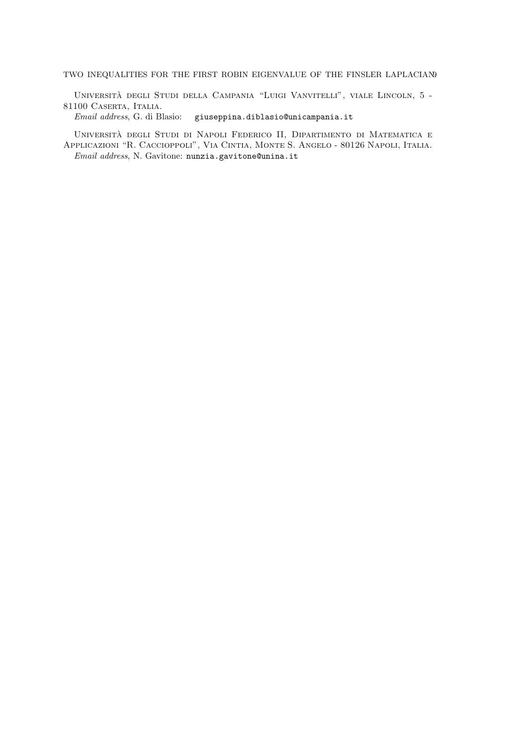Università degli Studi della Campania "Luigi Vanvitelli", viale Lincoln, 5 - 81100 Caserta, Italia.

*Email address*, G. di Blasio: giuseppina.diblasio@unicampania.it

Università degli Studi di Napoli Federico II, Dipartimento di Matematica e Applicazioni "R. Caccioppoli", Via Cintia, Monte S. Angelo - 80126 Napoli, Italia.

*Email address*, N. Gavitone: nunzia.gavitone@unina.it